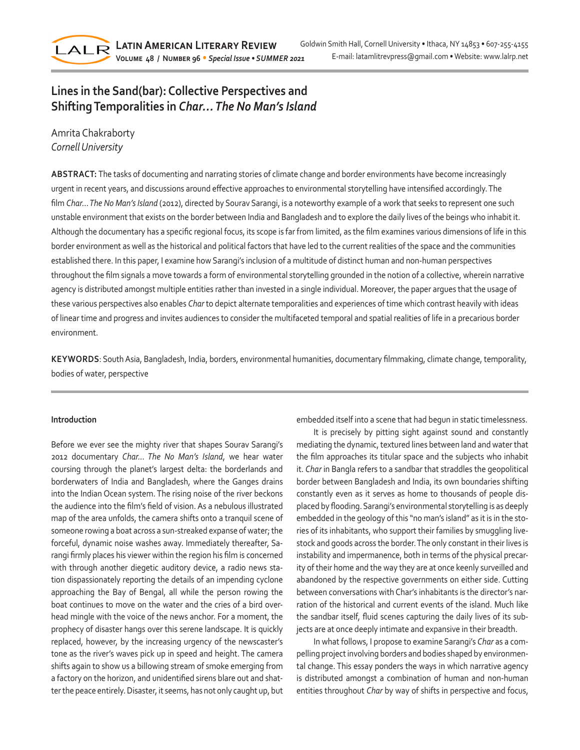# Lines in the Sand(bar): Collective Perspectives and Shifting Temporalities in *Char… The No Man's Island*

Amrita Chakraborty
*Cornell University*

**ABSTRACT:** The tasks of documenting and narrating stories of climate change and border environments have become increasingly urgent in recent years, and discussions around effective approaches to environmental storytelling have intensified accordingly. The film *Char… The No Man's Island* (2012), directed by Sourav Sarangi, is a noteworthy example of a work that seeks to represent one such unstable environment that exists on the border between India and Bangladesh and to explore the daily lives of the beings who inhabit it. Although the documentary has a specific regional focus, its scope is far from limited, as the film examines various dimensions of life in this border environment as well as the historical and political factors that have led to the current realities of the space and the communities established there. In this paper, I examine how Sarangi's inclusion of a multitude of distinct human and non-human perspectives throughout the film signals a move towards a form of environmental storytelling grounded in the notion of a collective, wherein narrative agency is distributed amongst multiple entities rather than invested in a single individual. Moreover, the paper argues that the usage of these various perspectives also enables *Char* to depict alternate temporalities and experiences of time which contrast heavily with ideas of linear time and progress and invites audiences to consider the multifaceted temporal and spatial realities of life in a precarious border environment.

**KEYWORDS**: South Asia, Bangladesh, India, borders, environmental humanities, documentary filmmaking, climate change, temporality, bodies of water, perspective

## Introduction

Before we ever see the mighty river that shapes Sourav Sarangi's 2012 documentary *Char… The No Man's Island*, we hear water coursing through the planet's largest delta: the borderlands and borderwaters of India and Bangladesh, where the Ganges drains into the Indian Ocean system. The rising noise of the river beckons the audience into the film's field of vision. As a nebulous illustrated map of the area unfolds, the camera shifts onto a tranquil scene of someone rowing a boat across a sun-streaked expanse of water; the forceful, dynamic noise washes away. Immediately thereafter, Sarangi firmly places his viewer within the region his film is concerned with through another diegetic auditory device, a radio news station dispassionately reporting the details of an impending cyclone approaching the Bay of Bengal, all while the person rowing the boat continues to move on the water and the cries of a bird overhead mingle with the voice of the news anchor. For a moment, the prophecy of disaster hangs over this serene landscape. It is quickly replaced, however, by the increasing urgency of the newscaster's tone as the river's waves pick up in speed and height. The camera shifts again to show us a billowing stream of smoke emerging from a factory on the horizon, and unidentified sirens blare out and shatter the peace entirely. Disaster, it seems, has not only caught up, but embedded itself into a scene that had begun in static timelessness.

It is precisely by pitting sight against sound and constantly mediating the dynamic, textured lines between land and water that the film approaches its titular space and the subjects who inhabit it. *Char* in Bangla refers to a sandbar that straddles the geopolitical border between Bangladesh and India, its own boundaries shifting constantly even as it serves as home to thousands of people displaced by flooding. Sarangi's environmental storytelling is as deeply embedded in the geology of this "no man's island" as it is in the stories of its inhabitants, who support their families by smuggling livestock and goods across the border. The only constant in their lives is instability and impermanence, both in terms of the physical precarity of their home and the way they are at once keenly surveilled and abandoned by the respective governments on either side. Cutting between conversations with Char's inhabitants is the director's narration of the historical and current events of the island. Much like the sandbar itself, fluid scenes capturing the daily lives of its subjects are at once deeply intimate and expansive in their breadth.

In what follows, I propose to examine Sarangi's *Char* as a compelling project involving borders and bodies shaped by environmental change. This essay ponders the ways in which narrative agency is distributed amongst a combination of human and non-human entities throughout *Char* by way of shifts in perspective and focus,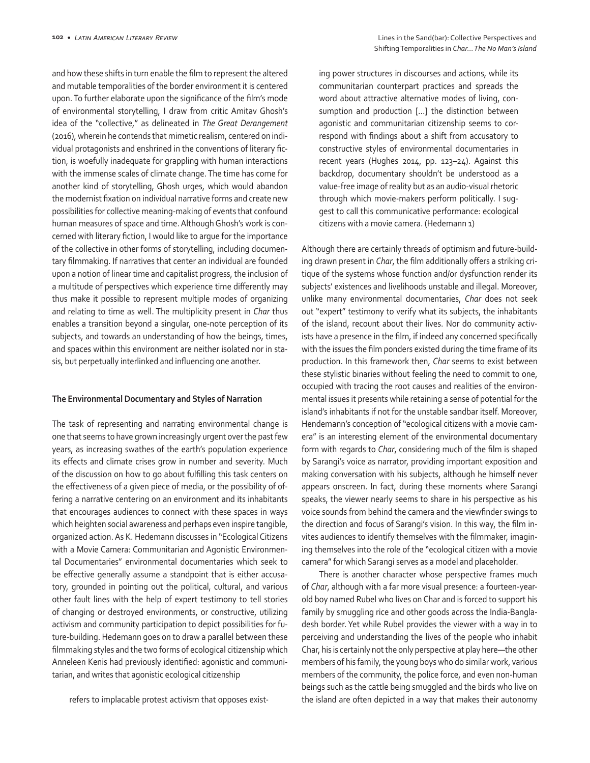and how these shifts in turn enable the film to represent the altered and mutable temporalities of the border environment it is centered upon. To further elaborate upon the significance of the film's mode of environmental storytelling, I draw from critic Amitav Ghosh's idea of the "collective," as delineated in *The Great Derangement* (2016), wherein he contends that mimetic realism, centered on individual protagonists and enshrined in the conventions of literary fiction, is woefully inadequate for grappling with human interactions with the immense scales of climate change. The time has come for another kind of storytelling, Ghosh urges, which would abandon the modernist fixation on individual narrative forms and create new possibilities for collective meaning-making of events that confound human measures of space and time. Although Ghosh's work is concerned with literary fiction, I would like to argue for the importance of the collective in other forms of storytelling, including documentary filmmaking. If narratives that center an individual are founded upon a notion of linear time and capitalist progress, the inclusion of a multitude of perspectives which experience time differently may thus make it possible to represent multiple modes of organizing and relating to time as well. The multiplicity present in *Char* thus enables a transition beyond a singular, one-note perception of its subjects, and towards an understanding of how the beings, times, and spaces within this environment are neither isolated nor in stasis, but perpetually interlinked and influencing one another.

**The Environmental Documentary and Styles of Narration**

The task of representing and narrating environmental change is one that seems to have grown increasingly urgent over the past few years, as increasing swathes of the earth's population experience its effects and climate crises grow in number and severity. Much of the discussion on how to go about fulfilling this task centers on the effectiveness of a given piece of media, or the possibility of offering a narrative centering on an environment and its inhabitants that encourages audiences to connect with these spaces in ways which heighten social awareness and perhaps even inspire tangible, organized action. As K. Hedemann discusses in "Ecological Citizens with a Movie Camera: Communitarian and Agonistic Environmental Documentaries" environmental documentaries which seek to be effective generally assume a standpoint that is either accusatory, grounded in pointing out the political, cultural, and various other fault lines with the help of expert testimony to tell stories of changing or destroyed environments, or constructive, utilizing activism and community participation to depict possibilities for future-building. Hedemann goes on to draw a parallel between these filmmaking styles and the two forms of ecological citizenship which Anneleen Kenis had previously identified: agonistic and communitarian, and writes that agonistic ecological citizenship

> refers to implacable protest activism that opposes existing power structures in discourses and actions, while its communitarian counterpart practices and spreads the word about attractive alternative modes of living, consumption and production [...] the distinction between agonistic and communitarian citizenship seems to correspond with findings about a shift from accusatory to constructive styles of environmental documentaries in recent years (Hughes 2014, pp. 123–24). Against this backdrop, documentary shouldn't be understood as a value-free image of reality but as an audio-visual rhetoric through which movie-makers perform politically. I suggest to call this communicative performance: ecological citizens with a movie camera. (Hedemann 1)

Although there are certainly threads of optimism and future-building drawn present in *Char*, the film additionally offers a striking critique of the systems whose function and/or dysfunction render its subjects' existences and livelihoods unstable and illegal. Moreover, unlike many environmental documentaries, *Char* does not seek out "expert" testimony to verify what its subjects, the inhabitants of the island, recount about their lives. Nor do community activists have a presence in the film, if indeed any concerned specifically with the issues the film ponders existed during the time frame of its production. In this framework then, *Char* seems to exist between these stylistic binaries without feeling the need to commit to one, occupied with tracing the root causes and realities of the environmental issues it presents while retaining a sense of potential for the island's inhabitants if not for the unstable sandbar itself. Moreover, Hendemann's conception of "ecological citizens with a movie camera" is an interesting element of the environmental documentary form with regards to *Char*, considering much of the film is shaped by Sarangi's voice as narrator, providing important exposition and making conversation with his subjects, although he himself never appears onscreen. In fact, during these moments where Sarangi speaks, the viewer nearly seems to share in his perspective as his voice sounds from behind the camera and the viewfinder swings to the direction and focus of Sarangi's vision. In this way, the film invites audiences to identify themselves with the filmmaker, imagining themselves into the role of the "ecological citizen with a movie camera" for which Sarangi serves as a model and placeholder.

There is another character whose perspective frames much of *Char*, although with a far more visual presence: a fourteen-year-old boy named Rubel who lives on Char and is forced to support his family by smuggling rice and other goods across the India-Bangladesh border. Yet while Rubel provides the viewer with a way in to perceiving and understanding the lives of the people who inhabit Char, his is certainly not the only perspective at play here—the other members of his family, the young boys who do similar work, various members of the community, the police force, and even non-human beings such as the cattle being smuggled and the birds who live on the island are often depicted in a way that makes their autonomy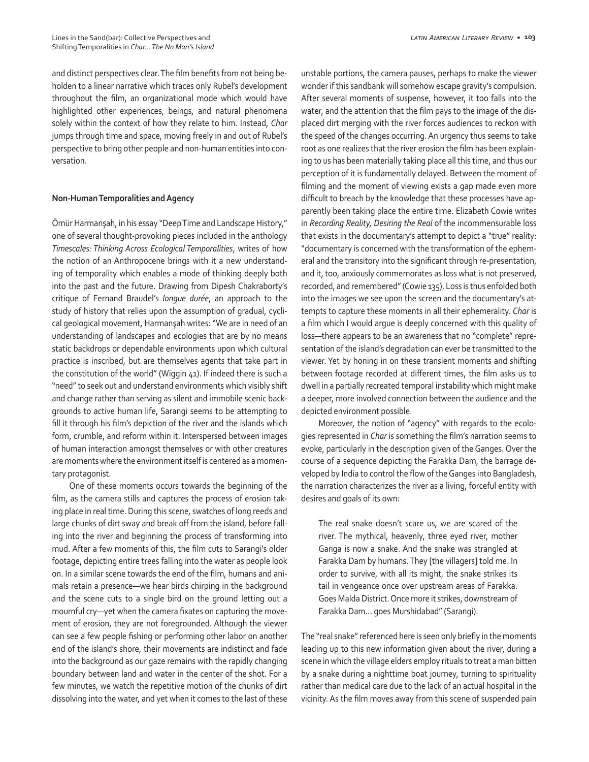and distinct perspectives clear. The film benefits from not being beholden to a linear narrative which traces only Rubel's development throughout the film, an organizational mode which would have highlighted other experiences, beings, and natural phenomena solely within the context of how they relate to him. Instead, *Char* jumps through time and space, moving freely in and out of Rubel's perspective to bring other people and non-human entities into conversation.

### Non-Human Temporalities and Agency

Ömür Harmanşah, in his essay "Deep Time and Landscape History," one of several thought-provoking pieces included in the anthology *Timescales: Thinking Across Ecological Temporalities*, writes of how the notion of an Anthropocene brings with it a new understanding of temporality which enables a mode of thinking deeply both into the past and the future. Drawing from Dipesh Chakraborty's critique of Fernand Braudel's *longue durée*, an approach to the study of history that relies upon the assumption of gradual, cyclical geological movement, Harmanşah writes: "We are in need of an understanding of landscapes and ecologies that are by no means static backdrops or dependable environments upon which cultural practice is inscribed, but are themselves agents that take part in the constitution of the world" (Wiggin 41). If indeed there is such a "need" to seek out and understand environments which visibly shift and change rather than serving as silent and immobile scenic backgrounds to active human life, Sarangi seems to be attempting to fill it through his film's depiction of the river and the islands which form, crumble, and reform within it. Interspersed between images of human interaction amongst themselves or with other creatures are moments where the environment itself is centered as a momentary protagonist.

One of these moments occurs towards the beginning of the film, as the camera stills and captures the process of erosion taking place in real time. During this scene, swatches of long reeds and large chunks of dirt sway and break off from the island, before falling into the river and beginning the process of transforming into mud. After a few moments of this, the film cuts to Sarangi's older footage, depicting entire trees falling into the water as people look on. In a similar scene towards the end of the film, humans and animals retain a presence—we hear birds chirping in the background and the scene cuts to a single bird on the ground letting out a mournful cry—yet when the camera fixates on capturing the movement of erosion, they are not foregrounded. Although the viewer can see a few people fishing or performing other labor on another end of the island's shore, their movements are indistinct and fade into the background as our gaze remains with the rapidly changing boundary between land and water in the center of the shot. For a few minutes, we watch the repetitive motion of the chunks of dirt dissolving into the water, and yet when it comes to the last of these unstable portions, the camera pauses, perhaps to make the viewer wonder if this sandbank will somehow escape gravity's compulsion. After several moments of suspense, however, it too falls into the water, and the attention that the film pays to the image of the displaced dirt merging with the river forces audiences to reckon with the speed of the changes occurring. An urgency thus seems to take root as one realizes that the river erosion the film has been explaining to us has been materially taking place all this time, and thus our perception of it is fundamentally delayed. Between the moment of filming and the moment of viewing exists a gap made even more difficult to breach by the knowledge that these processes have apparently been taking place the entire time. Elizabeth Cowie writes in *Recording Reality, Desiring the Real* of the incommensurable loss that exists in the documentary's attempt to depict a "true" reality: "documentary is concerned with the transformation of the ephemeral and the transitory into the significant through re-presentation, and it, too, anxiously commemorates as loss what is not preserved, recorded, and remembered" (Cowie 135). Loss is thus enfolded both into the images we see upon the screen and the documentary's attempts to capture these moments in all their ephemerality. *Char* is a film which I would argue is deeply concerned with this quality of loss—there appears to be an awareness that no "complete" representation of the island's degradation can ever be transmitted to the viewer. Yet by honing in on these transient moments and shifting between footage recorded at different times, the film asks us to dwell in a partially recreated temporal instability which might make a deeper, more involved connection between the audience and the depicted environment possible.

Moreover, the notion of "agency" with regards to the ecologies represented in *Char* is something the film's narration seems to evoke, particularly in the description given of the Ganges. Over the course of a sequence depicting the Farakka Dam, the barrage developed by India to control the flow of the Ganges into Bangladesh, the narration characterizes the river as a living, forceful entity with desires and goals of its own:

> The real snake doesn't scare us, we are scared of the river. The mythical, heavenly, three eyed river, mother Ganga is now a snake. And the snake was strangled at Farakka Dam by humans. They [the villagers] told me. In order to survive, with all its might, the snake strikes its tail in vengeance once over upstream areas of Farakka. Goes Malda District. Once more it strikes, downstream of Farakka Dam… goes Murshidabad" (Sarangi).

The "real snake" referenced here is seen only briefly in the moments leading up to this new information given about the river, during a scene in which the village elders employ rituals to treat a man bitten by a snake during a nighttime boat journey, turning to spirituality rather than medical care due to the lack of an actual hospital in the vicinity. As the film moves away from this scene of suspended pain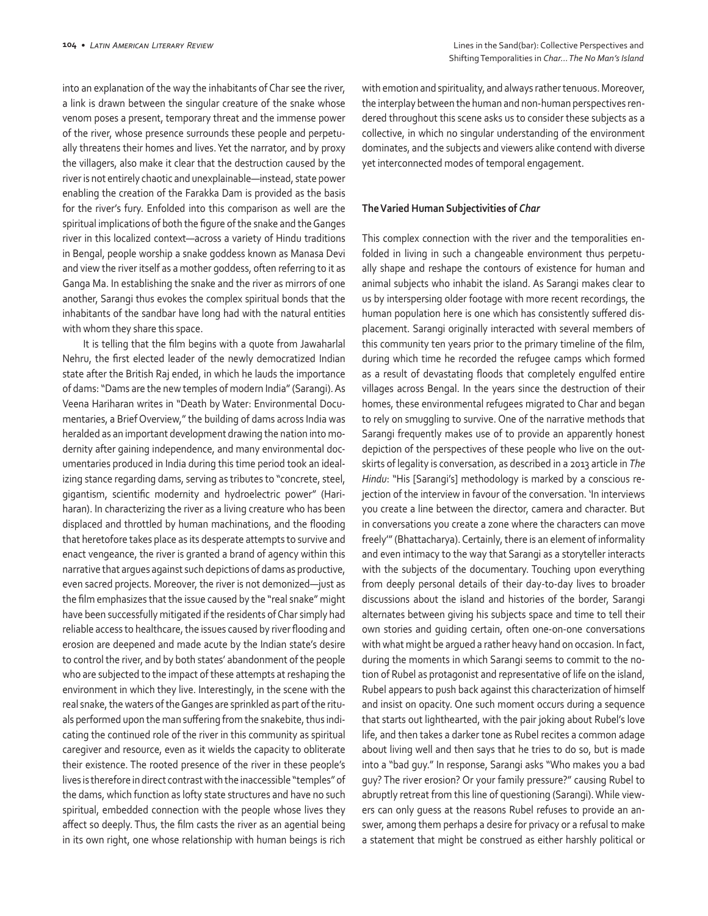into an explanation of the way the inhabitants of Char see the river, a link is drawn between the singular creature of the snake whose venom poses a present, temporary threat and the immense power of the river, whose presence surrounds these people and perpetually threatens their homes and lives. Yet the narrator, and by proxy the villagers, also make it clear that the destruction caused by the river is not entirely chaotic and unexplainable—instead, state power enabling the creation of the Farakka Dam is provided as the basis for the river's fury. Enfolded into this comparison as well are the spiritual implications of both the figure of the snake and the Ganges river in this localized context—across a variety of Hindu traditions in Bengal, people worship a snake goddess known as Manasa Devi and view the river itself as a mother goddess, often referring to it as Ganga Ma. In establishing the snake and the river as mirrors of one another, Sarangi thus evokes the complex spiritual bonds that the inhabitants of the sandbar have long had with the natural entities with whom they share this space.

It is telling that the film begins with a quote from Jawaharlal Nehru, the first elected leader of the newly democratized Indian state after the British Raj ended, in which he lauds the importance of dams: "Dams are the new temples of modern India" (Sarangi). As Veena Hariharan writes in "Death by Water: Environmental Documentaries, a Brief Overview," the building of dams across India was heralded as an important development drawing the nation into modernity after gaining independence, and many environmental documentaries produced in India during this time period took an idealizing stance regarding dams, serving as tributes to "concrete, steel, gigantism, scientific modernity and hydroelectric power" (Hariharan). In characterizing the river as a living creature who has been displaced and throttled by human machinations, and the flooding that heretofore takes place as its desperate attempts to survive and enact vengeance, the river is granted a brand of agency within this narrative that argues against such depictions of dams as productive, even sacred projects. Moreover, the river is not demonized—just as the film emphasizes that the issue caused by the "real snake" might have been successfully mitigated if the residents of Char simply had reliable access to healthcare, the issues caused by river flooding and erosion are deepened and made acute by the Indian state's desire to control the river, and by both states' abandonment of the people who are subjected to the impact of these attempts at reshaping the environment in which they live. Interestingly, in the scene with the real snake, the waters of the Ganges are sprinkled as part of the rituals performed upon the man suffering from the snakebite, thus indicating the continued role of the river in this community as spiritual caregiver and resource, even as it wields the capacity to obliterate their existence. The rooted presence of the river in these people's lives is therefore in direct contrast with the inaccessible "temples" of the dams, which function as lofty state structures and have no such spiritual, embedded connection with the people whose lives they affect so deeply. Thus, the film casts the river as an agential being in its own right, one whose relationship with human beings is rich with emotion and spirituality, and always rather tenuous. Moreover, the interplay between the human and non-human perspectives rendered throughout this scene asks us to consider these subjects as a collective, in which no singular understanding of the environment dominates, and the subjects and viewers alike contend with diverse yet interconnected modes of temporal engagement.

### The Varied Human Subjectivities of *Char*

This complex connection with the river and the temporalities enfolded in living in such a changeable environment thus perpetually shape and reshape the contours of existence for human and animal subjects who inhabit the island. As Sarangi makes clear to us by interspersing older footage with more recent recordings, the human population here is one which has consistently suffered displacement. Sarangi originally interacted with several members of this community ten years prior to the primary timeline of the film, during which time he recorded the refugee camps which formed as a result of devastating floods that completely engulfed entire villages across Bengal. In the years since the destruction of their homes, these environmental refugees migrated to Char and began to rely on smuggling to survive. One of the narrative methods that Sarangi frequently makes use of to provide an apparently honest depiction of the perspectives of these people who live on the outskirts of legality is conversation, as described in a 2013 article in *The Hindu*: "His [Sarangi's] methodology is marked by a conscious rejection of the interview in favour of the conversation. 'In interviews you create a line between the director, camera and character. But in conversations you create a zone where the characters can move freely'" (Bhattacharya). Certainly, there is an element of informality and even intimacy to the way that Sarangi as a storyteller interacts with the subjects of the documentary. Touching upon everything from deeply personal details of their day-to-day lives to broader discussions about the island and histories of the border, Sarangi alternates between giving his subjects space and time to tell their own stories and guiding certain, often one-on-one conversations with what might be argued a rather heavy hand on occasion. In fact, during the moments in which Sarangi seems to commit to the notion of Rubel as protagonist and representative of life on the island, Rubel appears to push back against this characterization of himself and insist on opacity. One such moment occurs during a sequence that starts out lighthearted, with the pair joking about Rubel's love life, and then takes a darker tone as Rubel recites a common adage about living well and then says that he tries to do so, but is made into a "bad guy." In response, Sarangi asks "Who makes you a bad guy? The river erosion? Or your family pressure?" causing Rubel to abruptly retreat from this line of questioning (Sarangi). While viewers can only guess at the reasons Rubel refuses to provide an answer, among them perhaps a desire for privacy or a refusal to make a statement that might be construed as either harshly political or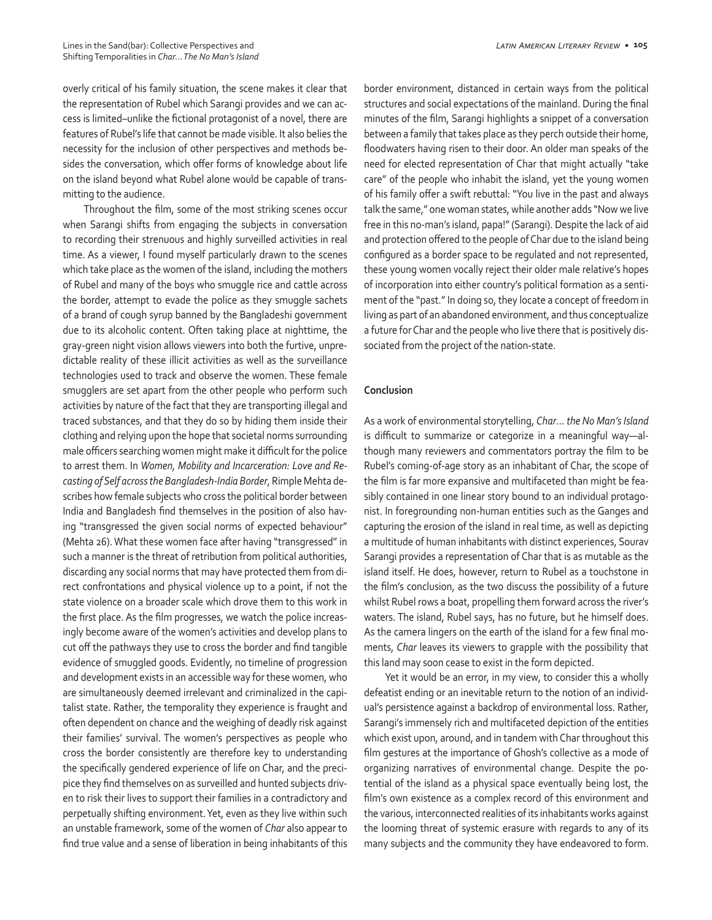overly critical of his family situation, the scene makes it clear that the representation of Rubel which Sarangi provides and we can access is limited–unlike the fictional protagonist of a novel, there are features of Rubel's life that cannot be made visible. It also belies the necessity for the inclusion of other perspectives and methods besides the conversation, which offer forms of knowledge about life on the island beyond what Rubel alone would be capable of transmitting to the audience.

Throughout the film, some of the most striking scenes occur when Sarangi shifts from engaging the subjects in conversation to recording their strenuous and highly surveilled activities in real time. As a viewer, I found myself particularly drawn to the scenes which take place as the women of the island, including the mothers of Rubel and many of the boys who smuggle rice and cattle across the border, attempt to evade the police as they smuggle sachets of a brand of cough syrup banned by the Bangladeshi government due to its alcoholic content. Often taking place at nighttime, the gray-green night vision allows viewers into both the furtive, unpredictable reality of these illicit activities as well as the surveillance technologies used to track and observe the women. These female smugglers are set apart from the other people who perform such activities by nature of the fact that they are transporting illegal and traced substances, and that they do so by hiding them inside their clothing and relying upon the hope that societal norms surrounding male officers searching women might make it difficult for the police to arrest them. In *Women, Mobility and Incarceration: Love and Recasting of Self across the Bangladesh-India Border*, Rimple Mehta describes how female subjects who cross the political border between India and Bangladesh find themselves in the position of also having "transgressed the given social norms of expected behaviour" (Mehta 26). What these women face after having "transgressed" in such a manner is the threat of retribution from political authorities, discarding any social norms that may have protected them from direct confrontations and physical violence up to a point, if not the state violence on a broader scale which drove them to this work in the first place. As the film progresses, we watch the police increasingly become aware of the women's activities and develop plans to cut off the pathways they use to cross the border and find tangible evidence of smuggled goods. Evidently, no timeline of progression and development exists in an accessible way for these women, who are simultaneously deemed irrelevant and criminalized in the capitalist state. Rather, the temporality they experience is fraught and often dependent on chance and the weighing of deadly risk against their families' survival. The women's perspectives as people who cross the border consistently are therefore key to understanding the specifically gendered experience of life on Char, and the precipice they find themselves on as surveilled and hunted subjects driven to risk their lives to support their families in a contradictory and perpetually shifting environment. Yet, even as they live within such an unstable framework, some of the women of *Char* also appear to find true value and a sense of liberation in being inhabitants of this border environment, distanced in certain ways from the political structures and social expectations of the mainland. During the final minutes of the film, Sarangi highlights a snippet of a conversation between a family that takes place as they perch outside their home, floodwaters having risen to their door. An older man speaks of the need for elected representation of Char that might actually "take care" of the people who inhabit the island, yet the young women of his family offer a swift rebuttal: "You live in the past and always talk the same," one woman states, while another adds "Now we live free in this no-man's island, papa!" (Sarangi). Despite the lack of aid and protection offered to the people of Char due to the island being configured as a border space to be regulated and not represented, these young women vocally reject their older male relative's hopes of incorporation into either country's political formation as a sentiment of the "past." In doing so, they locate a concept of freedom in living as part of an abandoned environment, and thus conceptualize a future for Char and the people who live there that is positively dissociated from the project of the nation-state.

## Conclusion

As a work of environmental storytelling, *Char… the No Man's Island* is difficult to summarize or categorize in a meaningful way—although many reviewers and commentators portray the film to be Rubel's coming-of-age story as an inhabitant of Char, the scope of the film is far more expansive and multifaceted than might be feasibly contained in one linear story bound to an individual protagonist. In foregrounding non-human entities such as the Ganges and capturing the erosion of the island in real time, as well as depicting a multitude of human inhabitants with distinct experiences, Sourav Sarangi provides a representation of Char that is as mutable as the island itself. He does, however, return to Rubel as a touchstone in the film's conclusion, as the two discuss the possibility of a future whilst Rubel rows a boat, propelling them forward across the river's waters. The island, Rubel says, has no future, but he himself does. As the camera lingers on the earth of the island for a few final moments, *Char* leaves its viewers to grapple with the possibility that this land may soon cease to exist in the form depicted.

Yet it would be an error, in my view, to consider this a wholly defeatist ending or an inevitable return to the notion of an individual's persistence against a backdrop of environmental loss. Rather, Sarangi's immensely rich and multifaceted depiction of the entities which exist upon, around, and in tandem with Char throughout this film gestures at the importance of Ghosh's collective as a mode of organizing narratives of environmental change. Despite the potential of the island as a physical space eventually being lost, the film's own existence as a complex record of this environment and the various, interconnected realities of its inhabitants works against the looming threat of systemic erasure with regards to any of its many subjects and the community they have endeavored to form.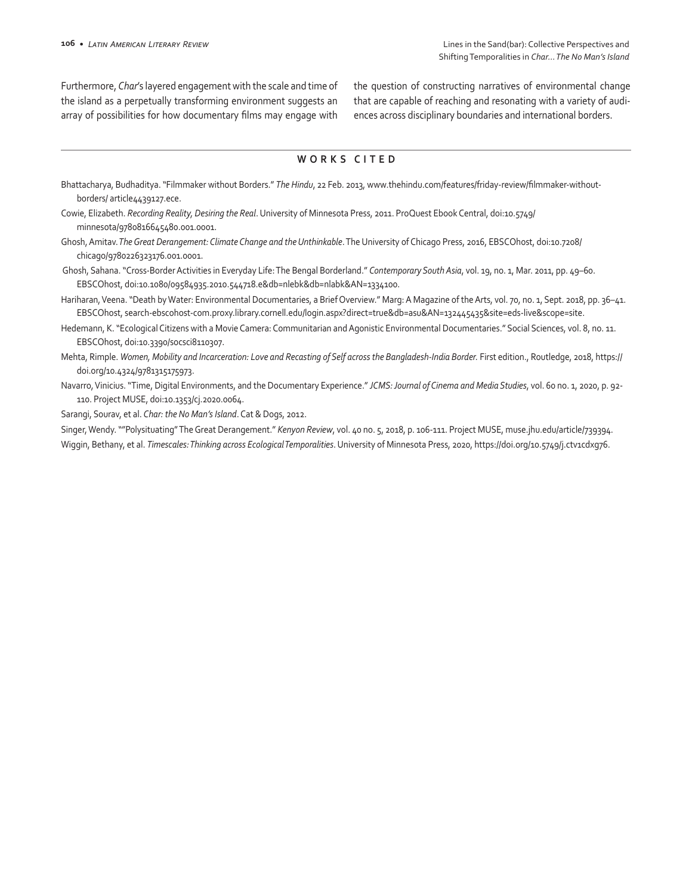Furthermore, *Char*'s layered engagement with the scale and time of the island as a perpetually transforming environment suggests an array of possibilities for how documentary films may engage with the question of constructing narratives of environmental change that are capable of reaching and resonating with a variety of audiences across disciplinary boundaries and international borders.

## WORKS CITED

Bhattacharya, Budhaditya. "Filmmaker without Borders." *The Hindu*, 22 Feb. 2013, www.thehindu.com/features/friday-review/filmmaker-without-borders/ article4439127.ece.

Cowie, Elizabeth. *Recording Reality, Desiring the Real*. University of Minnesota Press, 2011. ProQuest Ebook Central, doi:10.5749/minnesota/9780816645480.001.0001.

Ghosh, Amitav. *The Great Derangement: Climate Change and the Unthinkable*. The University of Chicago Press, 2016, EBSCOhost, doi:10.7208/chicago/9780226323176.001.0001.

Ghosh, Sahana. "Cross-Border Activities in Everyday Life: The Bengal Borderland." *Contemporary South Asia*, vol. 19, no. 1, Mar. 2011, pp. 49–60. EBSCOhost, doi:10.1080/09584935.2010.544718.e&db=nlebk&db=nlabk&AN=1334100.

Hariharan, Veena. "Death by Water: Environmental Documentaries, a Brief Overview." Marg: A Magazine of the Arts, vol. 70, no. 1, Sept. 2018, pp. 36–41. EBSCOhost, search-ebscohost-com.proxy.library.cornell.edu/login.aspx?direct=true&db=asu&AN=132445435&site=eds-live&scope=site.

Hedemann, K. "Ecological Citizens with a Movie Camera: Communitarian and Agonistic Environmental Documentaries." Social Sciences, vol. 8, no. 11. EBSCOhost, doi:10.3390/socsci8110307.

Mehta, Rimple. *Women, Mobility and Incarceration: Love and Recasting of Self across the Bangladesh-India Border.* First edition., Routledge, 2018, https://doi.org/10.4324/9781315175973.

Navarro, Vinicius. "Time, Digital Environments, and the Documentary Experience." *JCMS: Journal of Cinema and Media Studies*, vol. 60 no. 1, 2020, p. 92-110. Project MUSE, doi:10.1353/cj.2020.0064.

Sarangi, Sourav, et al. *Char: the No Man's Island*. Cat & Dogs, 2012.

Singer, Wendy. ""Polysituating" The Great Derangement." *Kenyon Review*, vol. 40 no. 5, 2018, p. 106-111. Project MUSE, muse.jhu.edu/article/739394.

Wiggin, Bethany, et al. *Timescales: Thinking across Ecological Temporalities*. University of Minnesota Press, 2020, https://doi.org/10.5749/j.ctv1cdxg76.